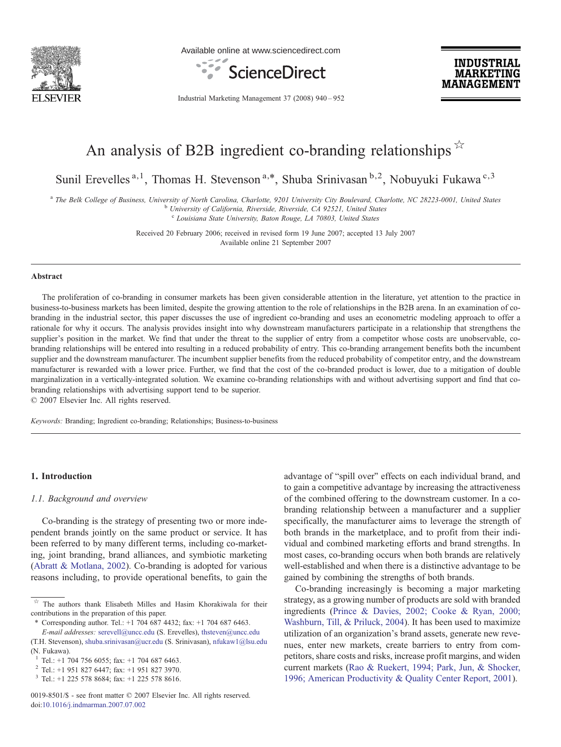# An analysis of B2B ingredient co-branding relationships ☆

Sunil Erevelles [a,1], Thomas H. Stevenson [a,*], Shuba Srinivasan [b,2], Nobuyuki Fukawa [c,3]

[a] The Belk College of Business, University of North Carolina, Charlotte, 9201 University City Boulevard, Charlotte, NC 28223-0001, United States
[b] University of California, Riverside, Riverside, CA 92521, United States
[c] Louisiana State University, Baton Rouge, LA 70803, United States

Received 20 February 2006; received in revised form 19 June 2007; accepted 13 July 2007
Available online 21 September 2007

## Abstract

The proliferation of co-branding in consumer markets has been given considerable attention in the literature, yet attention to the practice in business-to-business markets has been limited, despite the growing attention to the role of relationships in the B2B arena. In an examination of co-branding in the industrial sector, this paper discusses the use of ingredient co-branding and uses an econometric modeling approach to offer a rationale for why it occurs. The analysis provides insight into why downstream manufacturers participate in a relationship that strengthens the supplier's position in the market. We find that under the threat to the supplier of entry from a competitor whose costs are unobservable, co-branding relationships will be entered into resulting in a reduced probability of entry. This co-branding arrangement benefits both the incumbent supplier and the downstream manufacturer. The incumbent supplier benefits from the reduced probability of competitor entry, and the downstream manufacturer is rewarded with a lower price. Further, we find that the cost of the co-branded product is lower, due to a mitigation of double marginalization in a vertically-integrated solution. We examine co-branding relationships with and without advertising support and find that co-branding relationships with advertising support tend to be superior.

© 2007 Elsevier Inc. All rights reserved.

*Keywords:* Branding; Ingredient co-branding; Relationships; Business-to-business

## 1. Introduction

### 1.1. Background and overview

Co-branding is the strategy of presenting two or more independent brands jointly on the same product or service. It has been referred to by many different terms, including co-marketing, joint branding, brand alliances, and symbiotic marketing (Abratt & Motlana, 2002). Co-branding is adopted for various reasons including, to provide operational benefits, to gain the advantage of "spill over" effects on each individual brand, and to gain a competitive advantage by increasing the attractiveness of the combined offering to the downstream customer. In a co-branding relationship between a manufacturer and a supplier specifically, the manufacturer aims to leverage the strength of both brands in the marketplace, and to profit from their individual and combined marketing efforts and brand strengths. In most cases, co-branding occurs when both brands are relatively well-established and when there is a distinctive advantage to be gained by combining the strengths of both brands.

Co-branding increasingly is becoming a major marketing strategy, as a growing number of products are sold with branded ingredients (Prince & Davies, 2002; Cooke & Ryan, 2000; Washburn, Till, & Priluck, 2004). It has been used to maximize utilization of an organization's brand assets, generate new revenues, enter new markets, create barriers to entry from competitors, share costs and risks, increase profit margins, and widen current markets (Rao & Ruekert, 1994; Park, Jun, & Shocker, 1996; American Productivity & Quality Center Report, 2001).

---

☆ The authors thank Elisabeth Milles and Hasim Khorakiwala for their contributions in the preparation of this paper.

\* Corresponding author. Tel.: +1 704 687 4432; fax: +1 704 687 6463.
*E-mail addresses:* serevell@uncc.edu (S. Erevelles), thsteven@uncc.edu (T.H. Stevenson), shuba.srinivasan@ucr.edu (S. Srinivasan), nfukaw1@lsu.edu (N. Fukawa).

[1] Tel.: +1 704 756 6055; fax: +1 704 687 6463.
[2] Tel.: +1 951 827 6447; fax: +1 951 827 3970.
[3] Tel.: +1 225 578 8684; fax: +1 225 578 8616.

0019-8501/$ - see front matter © 2007 Elsevier Inc. All rights reserved.
doi:10.1016/j.indmarman.2007.07.002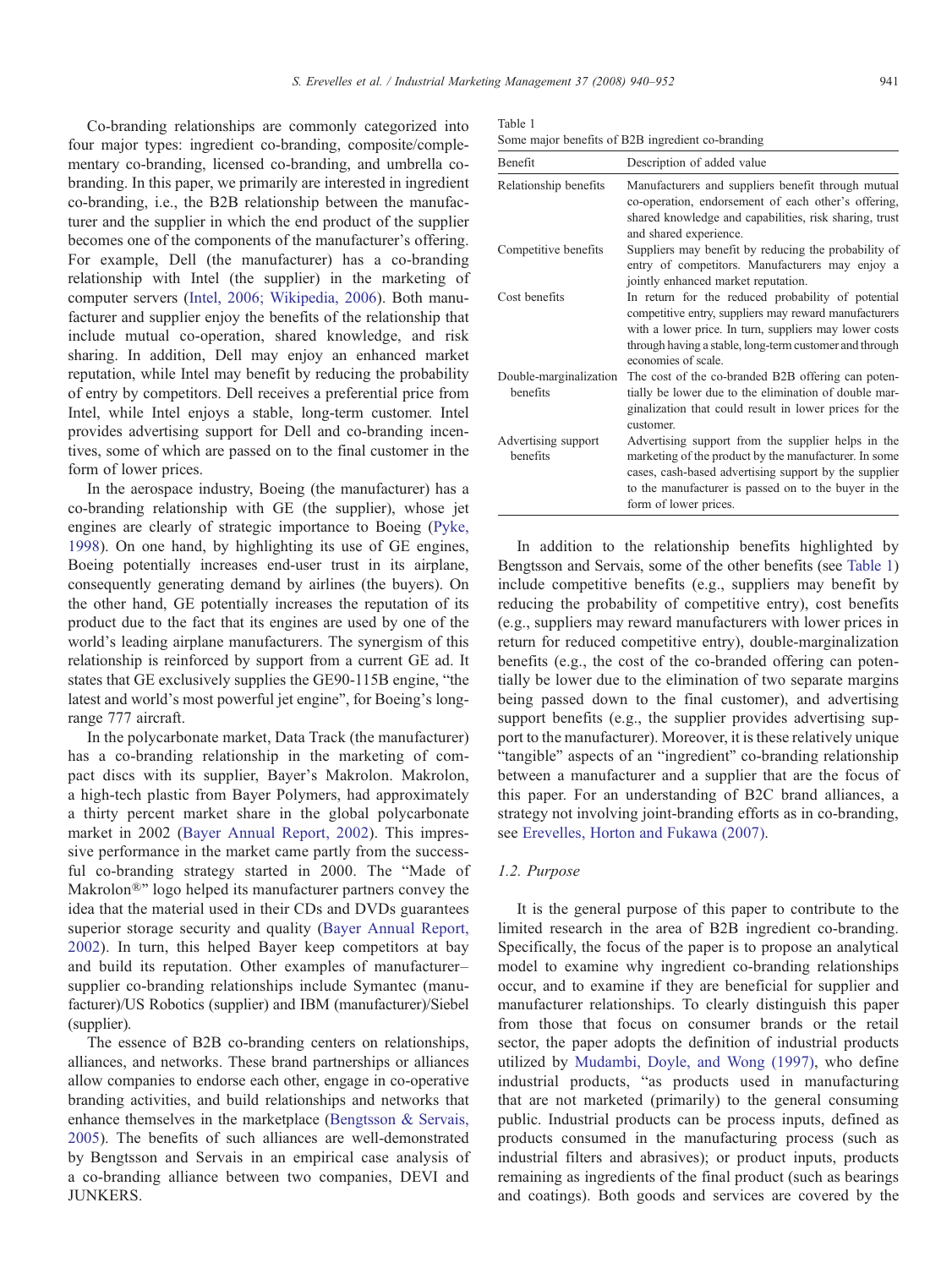Co-branding relationships are commonly categorized into four major types: ingredient co-branding, composite/complementary co-branding, licensed co-branding, and umbrella co-branding. In this paper, we primarily are interested in ingredient co-branding, i.e., the B2B relationship between the manufacturer and the supplier in which the end product of the supplier becomes one of the components of the manufacturer's offering. For example, Dell (the manufacturer) has a co-branding relationship with Intel (the supplier) in the marketing of computer servers (Intel, 2006; Wikipedia, 2006). Both manufacturer and supplier enjoy the benefits of the relationship that include mutual co-operation, shared knowledge, and risk sharing. In addition, Dell may enjoy an enhanced market reputation, while Intel may benefit by reducing the probability of entry by competitors. Dell receives a preferential price from Intel, while Intel enjoys a stable, long-term customer. Intel provides advertising support for Dell and co-branding incentives, some of which are passed on to the final customer in the form of lower prices.

In the aerospace industry, Boeing (the manufacturer) has a co-branding relationship with GE (the supplier), whose jet engines are clearly of strategic importance to Boeing (Pyke, 1998). On one hand, by highlighting its use of GE engines, Boeing potentially increases end-user trust in its airplane, consequently generating demand by airlines (the buyers). On the other hand, GE potentially increases the reputation of its product due to the fact that its engines are used by one of the world's leading airplane manufacturers. The synergism of this relationship is reinforced by support from a current GE ad. It states that GE exclusively supplies the GE90-115B engine, "the latest and world's most powerful jet engine", for Boeing's long-range 777 aircraft.

In the polycarbonate market, Data Track (the manufacturer) has a co-branding relationship in the marketing of compact discs with its supplier, Bayer's Makrolon. Makrolon, a high-tech plastic from Bayer Polymers, had approximately a thirty percent market share in the global polycarbonate market in 2002 (Bayer Annual Report, 2002). This impressive performance in the market came partly from the successful co-branding strategy started in 2000. The "Made of Makrolon®" logo helped its manufacturer partners convey the idea that the material used in their CDs and DVDs guarantees superior storage security and quality (Bayer Annual Report, 2002). In turn, this helped Bayer keep competitors at bay and build its reputation. Other examples of manufacturer–supplier co-branding relationships include Symantec (manufacturer)/US Robotics (supplier) and IBM (manufacturer)/Siebel (supplier).

The essence of B2B co-branding centers on relationships, alliances, and networks. These brand partnerships or alliances allow companies to endorse each other, engage in co-operative branding activities, and build relationships and networks that enhance themselves in the marketplace (Bengtsson & Servais, 2005). The benefits of such alliances are well-demonstrated by Bengtsson and Servais in an empirical case analysis of a co-branding alliance between two companies, DEVI and JUNKERS.

Table 1
Some major benefits of B2B ingredient co-branding

| Benefit | Description of added value |
|---|---|
| Relationship benefits | Manufacturers and suppliers benefit through mutual co-operation, endorsement of each other's offering, shared knowledge and capabilities, risk sharing, trust and shared experience. |
| Competitive benefits | Suppliers may benefit by reducing the probability of entry of competitors. Manufacturers may enjoy a jointly enhanced market reputation. |
| Cost benefits | In return for the reduced probability of potential competitive entry, suppliers may reward manufacturers with a lower price. In turn, suppliers may lower costs through having a stable, long-term customer and through economies of scale. |
| Double-marginalization benefits | The cost of the co-branded B2B offering can potentially be lower due to the elimination of double marginalization that could result in lower prices for the customer. |
| Advertising support benefits | Advertising support from the supplier helps in the marketing of the product by the manufacturer. In some cases, cash-based advertising support by the supplier to the manufacturer is passed on to the buyer in the form of lower prices. |

In addition to the relationship benefits highlighted by Bengtsson and Servais, some of the other benefits (see Table 1) include competitive benefits (e.g., suppliers may benefit by reducing the probability of competitive entry), cost benefits (e.g., suppliers may reward manufacturers with lower prices in return for reduced competitive entry), double-marginalization benefits (e.g., the cost of the co-branded offering can potentially be lower due to the elimination of two separate margins being passed down to the final customer), and advertising support benefits (e.g., the supplier provides advertising support to the manufacturer). Moreover, it is these relatively unique "tangible" aspects of an "ingredient" co-branding relationship between a manufacturer and a supplier that are the focus of this paper. For an understanding of B2C brand alliances, a strategy not involving joint-branding efforts as in co-branding, see Erevelles, Horton and Fukawa (2007).

### 1.2. Purpose

It is the general purpose of this paper to contribute to the limited research in the area of B2B ingredient co-branding. Specifically, the focus of the paper is to propose an analytical model to examine why ingredient co-branding relationships occur, and to examine if they are beneficial for supplier and manufacturer relationships. To clearly distinguish this paper from those that focus on consumer brands or the retail sector, the paper adopts the definition of industrial products utilized by Mudambi, Doyle, and Wong (1997), who define industrial products, "as products used in manufacturing that are not marketed (primarily) to the general consuming public. Industrial products can be process inputs, defined as products consumed in the manufacturing process (such as industrial filters and abrasives); or product inputs, products remaining as ingredients of the final product (such as bearings and coatings). Both goods and services are covered by the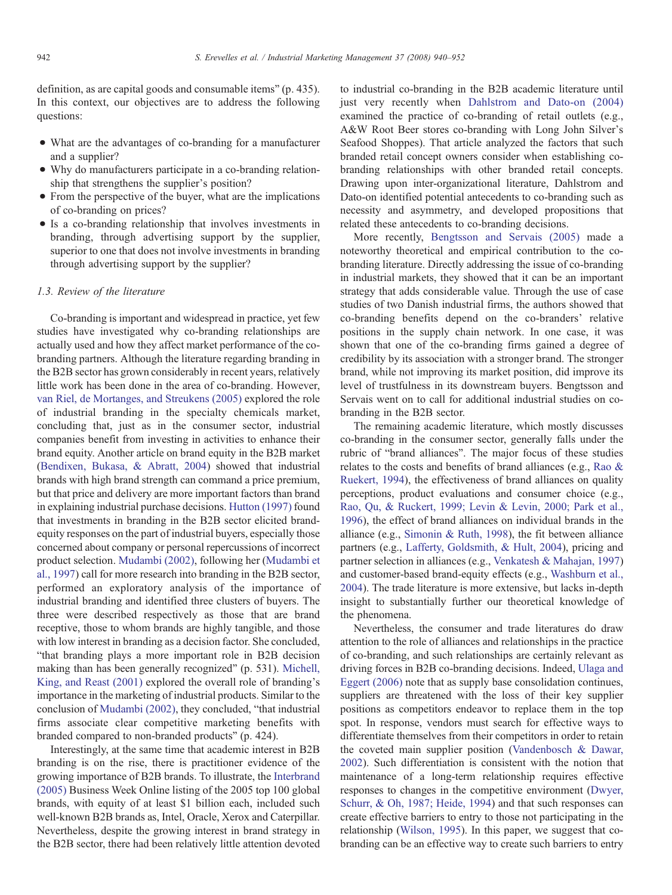definition, as are capital goods and consumable items" (p. 435). In this context, our objectives are to address the following questions:

- What are the advantages of co-branding for a manufacturer and a supplier?
- Why do manufacturers participate in a co-branding relationship that strengthens the supplier's position?
- From the perspective of the buyer, what are the implications of co-branding on prices?
- Is a co-branding relationship that involves investments in branding, through advertising support by the supplier, superior to one that does not involve investments in branding through advertising support by the supplier?

### 1.3. Review of the literature

Co-branding is important and widespread in practice, yet few studies have investigated why co-branding relationships are actually used and how they affect market performance of the co-branding partners. Although the literature regarding branding in the B2B sector has grown considerably in recent years, relatively little work has been done in the area of co-branding. However, van Riel, de Mortanges, and Streukens (2005) explored the role of industrial branding in the specialty chemicals market, concluding that, just as in the consumer sector, industrial companies benefit from investing in activities to enhance their brand equity. Another article on brand equity in the B2B market (Bendixen, Bukasa, & Abratt, 2004) showed that industrial brands with high brand strength can command a price premium, but that price and delivery are more important factors than brand in explaining industrial purchase decisions. Hutton (1997) found that investments in branding in the B2B sector elicited brand-equity responses on the part of industrial buyers, especially those concerned about company or personal repercussions of incorrect product selection. Mudambi (2002), following her (Mudambi et al., 1997) call for more research into branding in the B2B sector, performed an exploratory analysis of the importance of industrial branding and identified three clusters of buyers. The three were described respectively as those that are brand receptive, those to whom brands are highly tangible, and those with low interest in branding as a decision factor. She concluded, "that branding plays a more important role in B2B decision making than has been generally recognized" (p. 531). Michell, King, and Reast (2001) explored the overall role of branding's importance in the marketing of industrial products. Similar to the conclusion of Mudambi (2002), they concluded, "that industrial firms associate clear competitive marketing benefits with branded compared to non-branded products" (p. 424).

Interestingly, at the same time that academic interest in B2B branding is on the rise, there is practitioner evidence of the growing importance of B2B brands. To illustrate, the Interbrand (2005) Business Week Online listing of the 2005 top 100 global brands, with equity of at least $1 billion each, included such well-known B2B brands as, Intel, Oracle, Xerox and Caterpillar. Nevertheless, despite the growing interest in brand strategy in the B2B sector, there had been relatively little attention devoted to industrial co-branding in the B2B academic literature until just very recently when Dahlstrom and Dato-on (2004) examined the practice of co-branding of retail outlets (e.g., A&W Root Beer stores co-branding with Long John Silver's Seafood Shoppes). That article analyzed the factors that such branded retail concept owners consider when establishing co-branding relationships with other branded retail concepts. Drawing upon inter-organizational literature, Dahlstrom and Dato-on identified potential antecedents to co-branding such as necessity and asymmetry, and developed propositions that related these antecedents to co-branding decisions.

More recently, Bengtsson and Servais (2005) made a noteworthy theoretical and empirical contribution to the co-branding literature. Directly addressing the issue of co-branding in industrial markets, they showed that it can be an important strategy that adds considerable value. Through the use of case studies of two Danish industrial firms, the authors showed that co-branding benefits depend on the co-branders' relative positions in the supply chain network. In one case, it was shown that one of the co-branding firms gained a degree of credibility by its association with a stronger brand. The stronger brand, while not improving its market position, did improve its level of trustfulness in its downstream buyers. Bengtsson and Servais went on to call for additional industrial studies on co-branding in the B2B sector.

The remaining academic literature, which mostly discusses co-branding in the consumer sector, generally falls under the rubric of "brand alliances". The major focus of these studies relates to the costs and benefits of brand alliances (e.g., Rao & Ruekert, 1994), the effectiveness of brand alliances on quality perceptions, product evaluations and consumer choice (e.g., Rao, Qu, & Ruckert, 1999; Levin & Levin, 2000; Park et al., 1996), the effect of brand alliances on individual brands in the alliance (e.g., Simonin & Ruth, 1998), the fit between alliance partners (e.g., Lafferty, Goldsmith, & Hult, 2004), pricing and partner selection in alliances (e.g., Venkatesh & Mahajan, 1997) and customer-based brand-equity effects (e.g., Washburn et al., 2004). The trade literature is more extensive, but lacks in-depth insight to substantially further our theoretical knowledge of the phenomena.

Nevertheless, the consumer and trade literatures do draw attention to the role of alliances and relationships in the practice of co-branding, and such relationships are certainly relevant as driving forces in B2B co-branding decisions. Indeed, Ulaga and Eggert (2006) note that as supply base consolidation continues, suppliers are threatened with the loss of their key supplier positions as competitors endeavor to replace them in the top spot. In response, vendors must search for effective ways to differentiate themselves from their competitors in order to retain the coveted main supplier position (Vandenbosch & Dawar, 2002). Such differentiation is consistent with the notion that maintenance of a long-term relationship requires effective responses to changes in the competitive environment (Dwyer, Schurr, & Oh, 1987; Heide, 1994) and that such responses can create effective barriers to entry to those not participating in the relationship (Wilson, 1995). In this paper, we suggest that co-branding can be an effective way to create such barriers to entry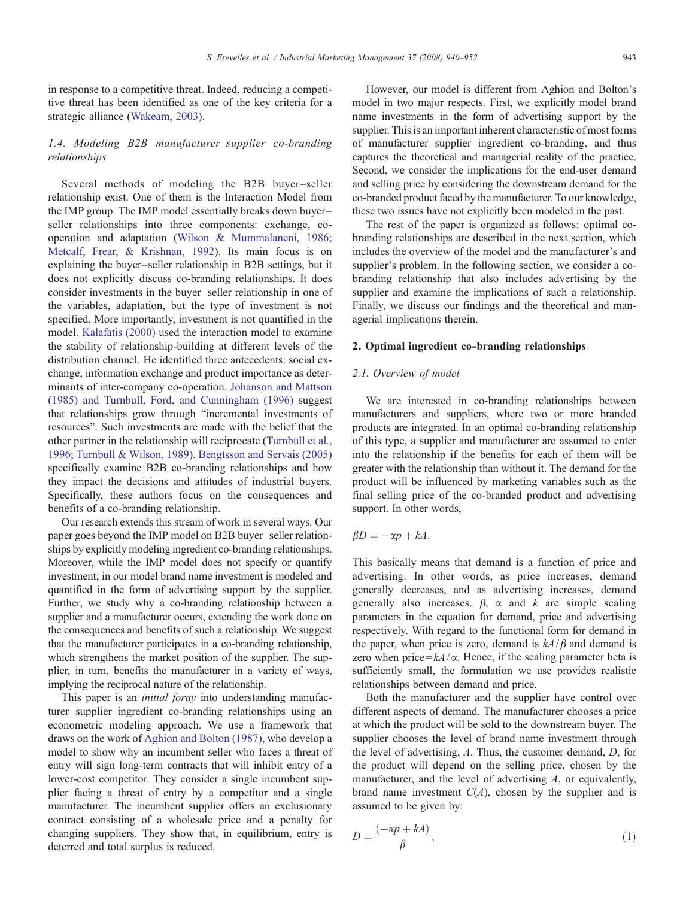in response to a competitive threat. Indeed, reducing a competitive threat has been identified as one of the key criteria for a strategic alliance (Wakeam, 2003).

### 1.4. Modeling B2B manufacturer–supplier co-branding relationships

Several methods of modeling the B2B buyer–seller relationship exist. One of them is the Interaction Model from the IMP group. The IMP model essentially breaks down buyer–seller relationships into three components: exchange, co-operation and adaptation (Wilson & Mummalaneni, 1986; Metcalf, Frear, & Krishnan, 1992). Its main focus is on explaining the buyer–seller relationship in B2B settings, but it does not explicitly discuss co-branding relationships. It does consider investments in the buyer–seller relationship in one of the variables, adaptation, but the type of investment is not specified. More importantly, investment is not quantified in the model. Kalafatis (2000) used the interaction model to examine the stability of relationship-building at different levels of the distribution channel. He identified three antecedents: social exchange, information exchange and product importance as determinants of inter-company co-operation. Johanson and Mattson (1985) and Turnbull, Ford, and Cunningham (1996) suggest that relationships grow through "incremental investments of resources". Such investments are made with the belief that the other partner in the relationship will reciprocate (Turnbull et al., 1996; Turnbull & Wilson, 1989). Bengtsson and Servais (2005) specifically examine B2B co-branding relationships and how they impact the decisions and attitudes of industrial buyers. Specifically, these authors focus on the consequences and benefits of a co-branding relationship.

Our research extends this stream of work in several ways. Our paper goes beyond the IMP model on B2B buyer–seller relationships by explicitly modeling ingredient co-branding relationships. Moreover, while the IMP model does not specify or quantify investment; in our model brand name investment is modeled and quantified in the form of advertising support by the supplier. Further, we study why a co-branding relationship between a supplier and a manufacturer occurs, extending the work done on the consequences and benefits of such a relationship. We suggest that the manufacturer participates in a co-branding relationship, which strengthens the market position of the supplier. The supplier, in turn, benefits the manufacturer in a variety of ways, implying the reciprocal nature of the relationship.

This paper is an *initial foray* into understanding manufacturer–supplier ingredient co-branding relationships using an econometric modeling approach. We use a framework that draws on the work of Aghion and Bolton (1987), who develop a model to show why an incumbent seller who faces a threat of entry will sign long-term contracts that will inhibit entry of a lower-cost competitor. They consider a single incumbent supplier facing a threat of entry by a competitor and a single manufacturer. The incumbent supplier offers an exclusionary contract consisting of a wholesale price and a penalty for changing suppliers. They show that, in equilibrium, entry is deterred and total surplus is reduced.

However, our model is different from Aghion and Bolton's model in two major respects. First, we explicitly model brand name investments in the form of advertising support by the supplier. This is an important inherent characteristic of most forms of manufacturer–supplier ingredient co-branding, and thus captures the theoretical and managerial reality of the practice. Second, we consider the implications for the end-user demand and selling price by considering the downstream demand for the co-branded product faced by the manufacturer. To our knowledge, these two issues have not explicitly been modeled in the past.

The rest of the paper is organized as follows: optimal co-branding relationships are described in the next section, which includes the overview of the model and the manufacturer's and supplier's problem. In the following section, we consider a co-branding relationship that also includes advertising by the supplier and examine the implications of such a relationship. Finally, we discuss our findings and the theoretical and managerial implications therein.

## 2. Optimal ingredient co-branding relationships

### 2.1. Overview of model

We are interested in co-branding relationships between manufacturers and suppliers, where two or more branded products are integrated. In an optimal co-branding relationship of this type, a supplier and manufacturer are assumed to enter into the relationship if the benefits for each of them will be greater with the relationship than without it. The demand for the product will be influenced by marketing variables such as the final selling price of the co-branded product and advertising support. In other words,

$$\beta D = -\alpha p + kA.$$

This basically means that demand is a function of price and advertising. In other words, as price increases, demand generally decreases, and as advertising increases, demand generally also increases. $\beta$, $\alpha$ and $k$ are simple scaling parameters in the equation for demand, price and advertising respectively. With regard to the functional form for demand in the paper, when price is zero, demand is $kA/\beta$ and demand is zero when price $= kA/\alpha$. Hence, if the scaling parameter beta is sufficiently small, the formulation we use provides realistic relationships between demand and price.

Both the manufacturer and the supplier have control over different aspects of demand. The manufacturer chooses a price at which the product will be sold to the downstream buyer. The supplier chooses the level of brand name investment through the level of advertising, $A$. Thus, the customer demand, $D$, for the product will depend on the selling price, chosen by the manufacturer, and the level of advertising $A$, or equivalently, brand name investment $C(A)$, chosen by the supplier and is assumed to be given by:

$$D = \frac{(-\alpha p + kA)}{\beta}, \tag{1}$$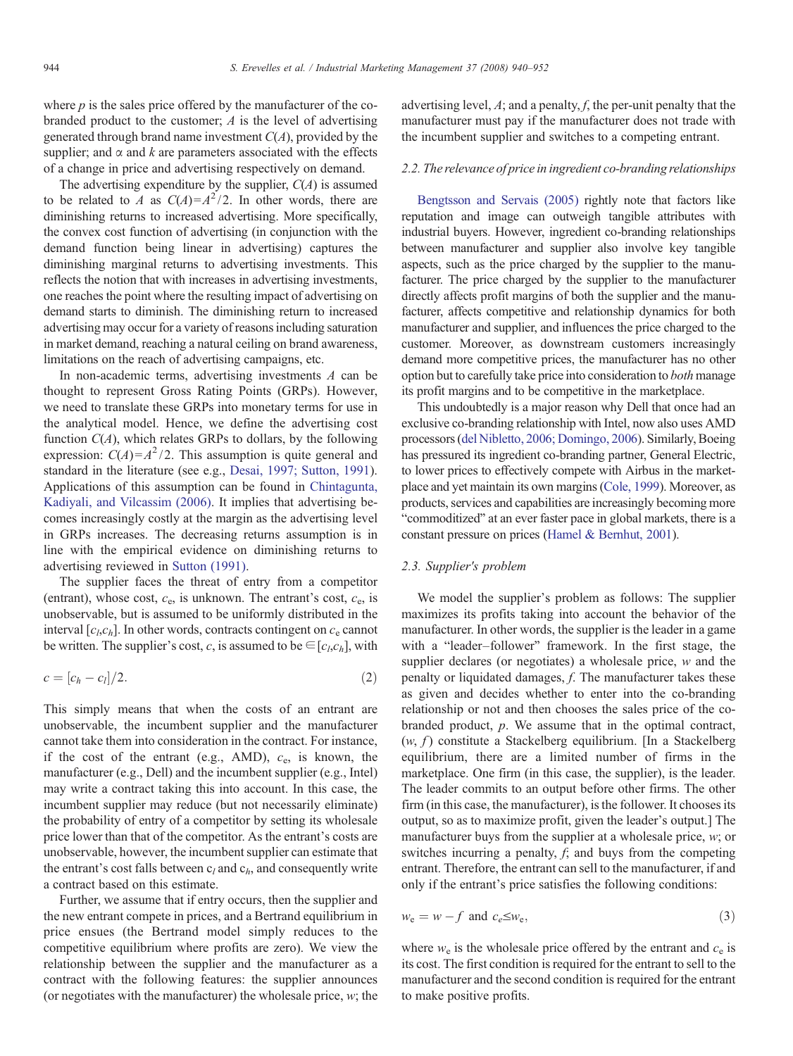where $p$ is the sales price offered by the manufacturer of the co-branded product to the customer; $A$ is the level of advertising generated through brand name investment $C(A)$, provided by the supplier; and $\alpha$ and $k$ are parameters associated with the effects of a change in price and advertising respectively on demand.

The advertising expenditure by the supplier, $C(A)$ is assumed to be related to $A$ as $C(A)=A^2/2$. In other words, there are diminishing returns to increased advertising. More specifically, the convex cost function of advertising (in conjunction with the demand function being linear in advertising) captures the diminishing marginal returns to advertising investments. This reflects the notion that with increases in advertising investments, one reaches the point where the resulting impact of advertising on demand starts to diminish. The diminishing return to increased advertising may occur for a variety of reasons including saturation in market demand, reaching a natural ceiling on brand awareness, limitations on the reach of advertising campaigns, etc.

In non-academic terms, advertising investments $A$ can be thought to represent Gross Rating Points (GRPs). However, we need to translate these GRPs into monetary terms for use in the analytical model. Hence, we define the advertising cost function $C(A)$, which relates GRPs to dollars, by the following expression: $C(A)=A^2/2$. This assumption is quite general and standard in the literature (see e.g., Desai, 1997; Sutton, 1991). Applications of this assumption can be found in Chintagunta, Kadiyali, and Vilcassim (2006). It implies that advertising becomes increasingly costly at the margin as the advertising level in GRPs increases. The decreasing returns assumption is in line with the empirical evidence on diminishing returns to advertising reviewed in Sutton (1991).

The supplier faces the threat of entry from a competitor (entrant), whose cost, $c_e$, is unknown. The entrant's cost, $c_e$, is unobservable, but is assumed to be uniformly distributed in the interval $[c_l,c_h]$. In other words, contracts contingent on $c_e$ cannot be written. The supplier's cost, $c$, is assumed to be $\in[c_l,c_h]$, with

$$c = [c_h - c_l]/2. \tag{2}$$

This simply means that when the costs of an entrant are unobservable, the incumbent supplier and the manufacturer cannot take them into consideration in the contract. For instance, if the cost of the entrant (e.g., AMD), $c_e$, is known, the manufacturer (e.g., Dell) and the incumbent supplier (e.g., Intel) may write a contract taking this into account. In this case, the incumbent supplier may reduce (but not necessarily eliminate) the probability of entry of a competitor by setting its wholesale price lower than that of the competitor. As the entrant's costs are unobservable, however, the incumbent supplier can estimate that the entrant's cost falls between $c_l$ and $c_h$, and consequently write a contract based on this estimate.

Further, we assume that if entry occurs, then the supplier and the new entrant compete in prices, and a Bertrand equilibrium in price ensues (the Bertrand model simply reduces to the competitive equilibrium where profits are zero). We view the relationship between the supplier and the manufacturer as a contract with the following features: the supplier announces (or negotiates with the manufacturer) the wholesale price, $w$; the advertising level, $A$; and a penalty, $f$, the per-unit penalty that the manufacturer must pay if the manufacturer does not trade with the incumbent supplier and switches to a competing entrant.

### 2.2. The relevance of price in ingredient co-branding relationships

Bengtsson and Servais (2005) rightly note that factors like reputation and image can outweigh tangible attributes with industrial buyers. However, ingredient co-branding relationships between manufacturer and supplier also involve key tangible aspects, such as the price charged by the supplier to the manufacturer. The price charged by the supplier to the manufacturer directly affects profit margins of both the supplier and the manufacturer, affects competitive and relationship dynamics for both manufacturer and supplier, and influences the price charged to the customer. Moreover, as downstream customers increasingly demand more competitive prices, the manufacturer has no other option but to carefully take price into consideration to *both* manage its profit margins and to be competitive in the marketplace.

This undoubtedly is a major reason why Dell that once had an exclusive co-branding relationship with Intel, now also uses AMD processors (del Nibletto, 2006; Domingo, 2006). Similarly, Boeing has pressured its ingredient co-branding partner, General Electric, to lower prices to effectively compete with Airbus in the marketplace and yet maintain its own margins (Cole, 1999). Moreover, as products, services and capabilities are increasingly becoming more "commoditized" at an ever faster pace in global markets, there is a constant pressure on prices (Hamel & Bernhut, 2001).

### 2.3. Supplier's problem

We model the supplier's problem as follows: The supplier maximizes its profits taking into account the behavior of the manufacturer. In other words, the supplier is the leader in a game with a "leader–follower" framework. In the first stage, the supplier declares (or negotiates) a wholesale price, $w$ and the penalty or liquidated damages, $f$. The manufacturer takes these as given and decides whether to enter into the co-branding relationship or not and then chooses the sales price of the co-branded product, $p$. We assume that in the optimal contract, $(w, f)$ constitute a Stackelberg equilibrium. [In a Stackelberg equilibrium, there are a limited number of firms in the marketplace. One firm (in this case, the supplier), is the leader. The leader commits to an output before other firms. The other firm (in this case, the manufacturer), is the follower. It chooses its output, so as to maximize profit, given the leader's output.] The manufacturer buys from the supplier at a wholesale price, $w$; or switches incurring a penalty, $f$; and buys from the competing entrant. Therefore, the entrant can sell to the manufacturer, if and only if the entrant's price satisfies the following conditions:

$$w_e = w - f \text{ and } c_e \leq w_e, \tag{3}$$

where $w_e$ is the wholesale price offered by the entrant and $c_e$ is its cost. The first condition is required for the entrant to sell to the manufacturer and the second condition is required for the entrant to make positive profits.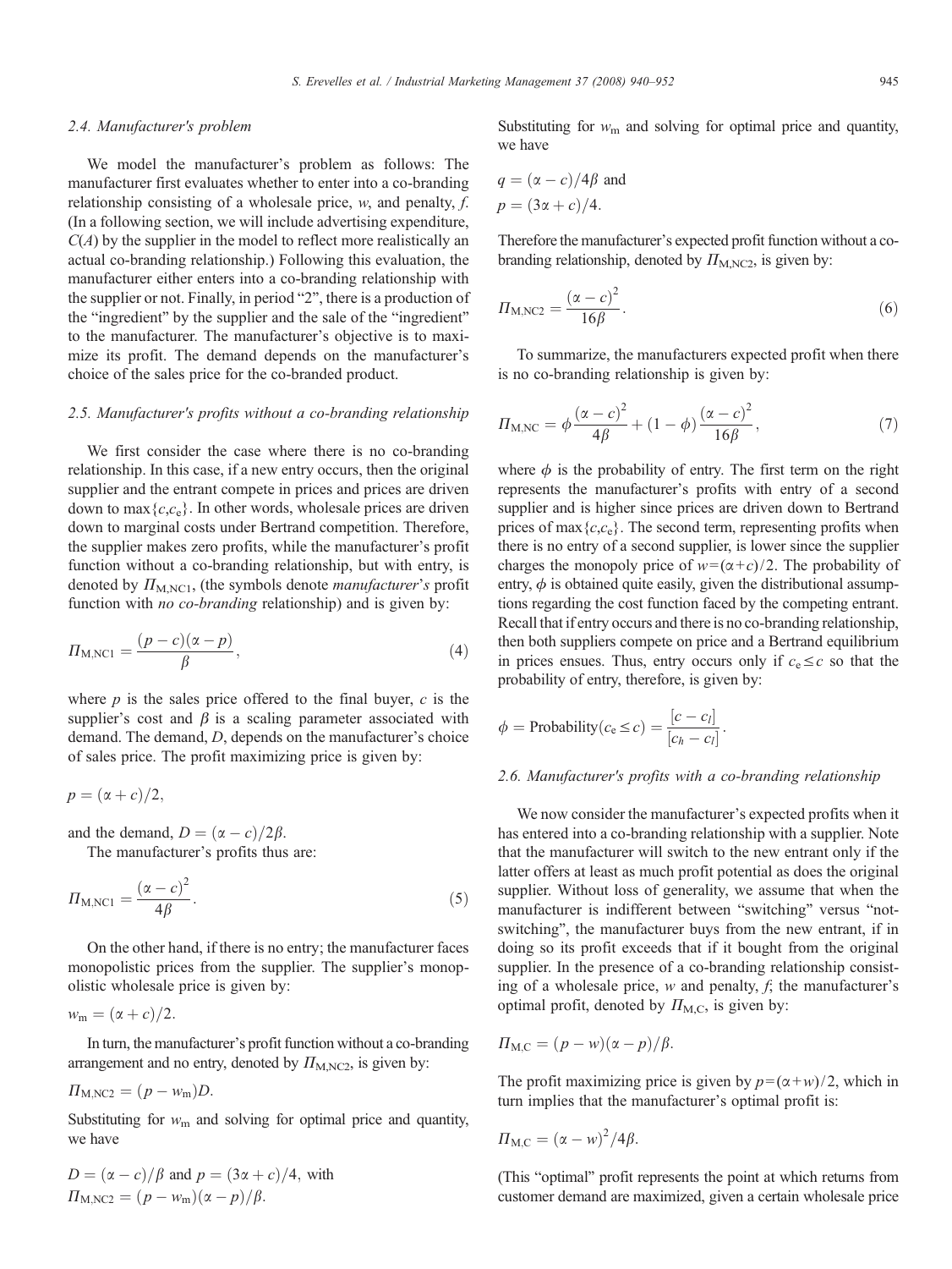### 2.4. Manufacturer's problem

We model the manufacturer's problem as follows: The manufacturer first evaluates whether to enter into a co-branding relationship consisting of a wholesale price, $w$, and penalty, $f$. (In a following section, we will include advertising expenditure, $C(A)$ by the supplier in the model to reflect more realistically an actual co-branding relationship.) Following this evaluation, the manufacturer either enters into a co-branding relationship with the supplier or not. Finally, in period "2", there is a production of the "ingredient" by the supplier and the sale of the "ingredient" to the manufacturer. The manufacturer's objective is to maximize its profit. The demand depends on the manufacturer's choice of the sales price for the co-branded product.

### 2.5. Manufacturer's profits without a co-branding relationship

We first consider the case where there is no co-branding relationship. In this case, if a new entry occurs, then the original supplier and the entrant compete in prices and prices are driven down to $\max\{c, c_e\}$. In other words, wholesale prices are driven down to marginal costs under Bertrand competition. Therefore, the supplier makes zero profits, while the manufacturer's profit function without a co-branding relationship, but with entry, is denoted by $\Pi_{M,NC1}$, (the symbols denote *manufacturer's* profit function with *no co-branding* relationship) and is given by:

$$\Pi_{M,NC1} = \frac{(p-c)(\alpha-p)}{\beta}, \tag{4}$$

where $p$ is the sales price offered to the final buyer, $c$ is the supplier's cost and $\beta$ is a scaling parameter associated with demand. The demand, $D$, depends on the manufacturer's choice of sales price. The profit maximizing price is given by:

$p = (\alpha + c)/2,$

and the demand, $D = (\alpha - c)/2\beta$.

The manufacturer's profits thus are:

$$\Pi_{M,NC1} = \frac{(\alpha - c)^2}{4\beta}. \tag{5}$$

On the other hand, if there is no entry; the manufacturer faces monopolistic prices from the supplier. The supplier's monopolistic wholesale price is given by:

$w_m = (\alpha + c)/2.$

In turn, the manufacturer's profit function without a co-branding arrangement and no entry, denoted by $\Pi_{M,NC2}$, is given by:

$\Pi_{M,NC2} = (p - w_m)D.$

Substituting for $w_m$ and solving for optimal price and quantity, we have

$D = (\alpha - c)/\beta$ and $p = (3\alpha + c)/4$, with
$\Pi_{M,NC2} = (p - w_m)(\alpha - p)/\beta.$

Substituting for $w_m$ and solving for optimal price and quantity, we have

$q = (\alpha - c)/4\beta$ and
$p = (3\alpha + c)/4.$

Therefore the manufacturer's expected profit function without a co-branding relationship, denoted by $\Pi_{M,NC2}$, is given by:

$$\Pi_{M,NC2} = \frac{(\alpha - c)^2}{16\beta}. \tag{6}$$

To summarize, the manufacturers expected profit when there is no co-branding relationship is given by:

$$\Pi_{M,NC} = \phi\frac{(\alpha - c)^2}{4\beta} + (1-\phi)\frac{(\alpha - c)^2}{16\beta}, \tag{7}$$

where $\phi$ is the probability of entry. The first term on the right represents the manufacturer's profits with entry of a second supplier and is higher since prices are driven down to Bertrand prices of $\max\{c, c_e\}$. The second term, representing profits when there is no entry of a second supplier, is lower since the supplier charges the monopoly price of $w = (\alpha + c)/2$. The probability of entry, $\phi$ is obtained quite easily, given the distributional assumptions regarding the cost function faced by the competing entrant. Recall that if entry occurs and there is no co-branding relationship, then both suppliers compete on price and a Bertrand equilibrium in prices ensues. Thus, entry occurs only if $c_e \le c$ so that the probability of entry, therefore, is given by:

$$\phi = \text{Probability}(c_e \le c) = \frac{[c - c_l]}{[c_h - c_l]}.$$

### 2.6. Manufacturer's profits with a co-branding relationship

We now consider the manufacturer's expected profits when it has entered into a co-branding relationship with a supplier. Note that the manufacturer will switch to the new entrant only if the latter offers at least as much profit potential as does the original supplier. Without loss of generality, we assume that when the manufacturer is indifferent between "switching" versus "not-switching", the manufacturer buys from the new entrant, if in doing so its profit exceeds that if it bought from the original supplier. In the presence of a co-branding relationship consisting of a wholesale price, $w$ and penalty, $f$; the manufacturer's optimal profit, denoted by $\Pi_{M,C}$, is given by:

$\Pi_{M,C} = (p - w)(\alpha - p)/\beta.$

The profit maximizing price is given by $p = (\alpha + w)/2$, which in turn implies that the manufacturer's optimal profit is:

$\Pi_{M,C} = (\alpha - w)^2/4\beta.$

(This "optimal" profit represents the point at which returns from customer demand are maximized, given a certain wholesale price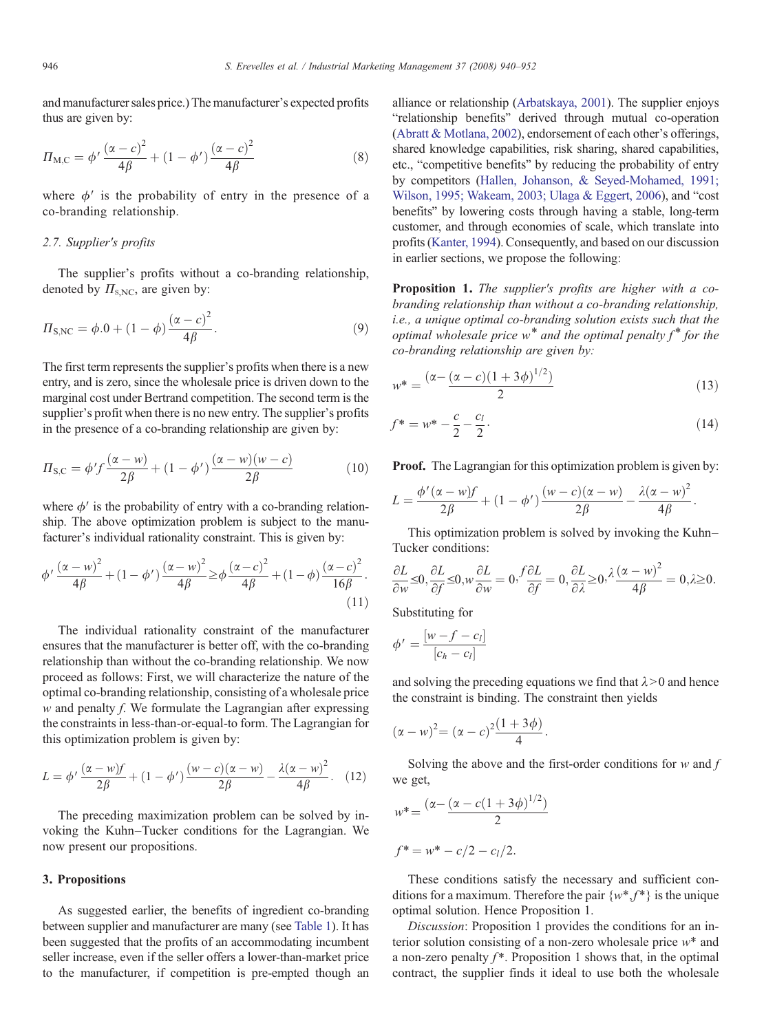and manufacturer sales price.) The manufacturer's expected profits thus are given by:

$$\Pi_{\mathrm{M,C}} = \phi' \frac{(\alpha - c)^2}{4\beta} + (1 - \phi') \frac{(\alpha - c)^2}{4\beta} \tag{8}$$

where $\phi'$ is the probability of entry in the presence of a co-branding relationship.

### 2.7. Supplier's profits

The supplier's profits without a co-branding relationship, denoted by $\Pi_{\mathrm{s,NC}}$, are given by:

$$\Pi_{\mathrm{S,NC}} = \phi .0 + (1 - \phi) \frac{(\alpha - c)^2}{4\beta}. \tag{9}$$

The first term represents the supplier's profits when there is a new entry, and is zero, since the wholesale price is driven down to the marginal cost under Bertrand competition. The second term is the supplier's profit when there is no new entry. The supplier's profits in the presence of a co-branding relationship are given by:

$$\Pi_{\mathrm{S,C}} = \phi' f \frac{(\alpha - w)}{2\beta} + (1 - \phi') \frac{(\alpha - w)(w - c)}{2\beta} \tag{10}$$

where $\phi'$ is the probability of entry with a co-branding relationship. The above optimization problem is subject to the manufacturer's individual rationality constraint. This is given by:

$$\phi' \frac{(\alpha - w)^2}{4\beta} + (1 - \phi') \frac{(\alpha - w)^2}{4\beta} \geq \phi \frac{(\alpha - c)^2}{4\beta} + (1 - \phi) \frac{(\alpha - c)^2}{16\beta}. \tag{11}$$

The individual rationality constraint of the manufacturer ensures that the manufacturer is better off, with the co-branding relationship than without the co-branding relationship. We now proceed as follows: First, we will characterize the nature of the optimal co-branding relationship, consisting of a wholesale price $w$ and penalty $f$. We formulate the Lagrangian after expressing the constraints in less-than-or-equal-to form. The Lagrangian for this optimization problem is given by:

$$L = \phi' \frac{(\alpha - w) f}{2\beta} + (1 - \phi') \frac{(w - c)(\alpha - w)}{2\beta} - \frac{\lambda(\alpha - w)^2}{4\beta}. \tag{12}$$

The preceding maximization problem can be solved by invoking the Kuhn–Tucker conditions for the Lagrangian. We now present our propositions.

## 3. Propositions

As suggested earlier, the benefits of ingredient co-branding between supplier and manufacturer are many (see Table 1). It has been suggested that the profits of an accommodating incumbent seller increase, even if the seller offers a lower-than-market price to the manufacturer, if competition is pre-empted though an alliance or relationship (Arbatskaya, 2001). The supplier enjoys "relationship benefits" derived through mutual co-operation (Abratt & Motlana, 2002), endorsement of each other's offerings, shared knowledge capabilities, risk sharing, shared capabilities, etc., "competitive benefits" by reducing the probability of entry by competitors (Hallen, Johanson, & Seyed-Mohamed, 1991; Wilson, 1995; Wakeam, 2003; Ulaga & Eggert, 2006), and "cost benefits" by lowering costs through having a stable, long-term customer, and through economies of scale, which translate into profits (Kanter, 1994). Consequently, and based on our discussion in earlier sections, we propose the following:

**Proposition 1.** *The supplier's profits are higher with a co-branding relationship than without a co-branding relationship, i.e., a unique optimal co-branding solution exists such that the optimal wholesale price $w^*$ and the optimal penalty $f^*$ for the co-branding relationship are given by:*

$$w^* = \frac{(\alpha - (\alpha - c)(1 + 3\phi)^{1/2})}{2} \tag{13}$$

$$f^* = w^* - \frac{c}{2} - \frac{c_l}{2}. \tag{14}$$

**Proof.** The Lagrangian for this optimization problem is given by:

$$L = \frac{\phi'(\alpha - w) f}{2\beta} + (1 - \phi') \frac{(w - c)(\alpha - w)}{2\beta} - \frac{\lambda(\alpha - w)^2}{4\beta}.$$

This optimization problem is solved by invoking the Kuhn–Tucker conditions:

$$\frac{\partial L}{\partial w} \leq 0, \frac{\partial L}{\partial f} \leq 0, w\frac{\partial L}{\partial w} = 0, f\frac{\partial L}{\partial f} = 0, \frac{\partial L}{\partial \lambda} \geq 0, \lambda\frac{(\alpha - w)^2}{4\beta} = 0, \lambda \geq 0.$$

Substituting for

$$\phi' = \frac{[w - f - c_l]}{[c_h - c_l]}$$

and solving the preceding equations we find that $\lambda > 0$ and hence the constraint is binding. The constraint then yields

$$(\alpha - w)^2 = (\alpha - c)^2 \frac{(1 + 3\phi)}{4}.$$

Solving the above and the first-order conditions for $w$ and $f$ we get,

$$w^* = \frac{(\alpha - (\alpha - c(1 + 3\phi)^{1/2})}{2}$$

$$f^* = w^* - c/2 - c_l/2.$$

These conditions satisfy the necessary and sufficient conditions for a maximum. Therefore the pair $\{w^*, f^*\}$ is the unique optimal solution. Hence Proposition 1.

*Discussion*: Proposition 1 provides the conditions for an interior solution consisting of a non-zero wholesale price $w^*$ and a non-zero penalty $f^*$. Proposition 1 shows that, in the optimal contract, the supplier finds it ideal to use both the wholesale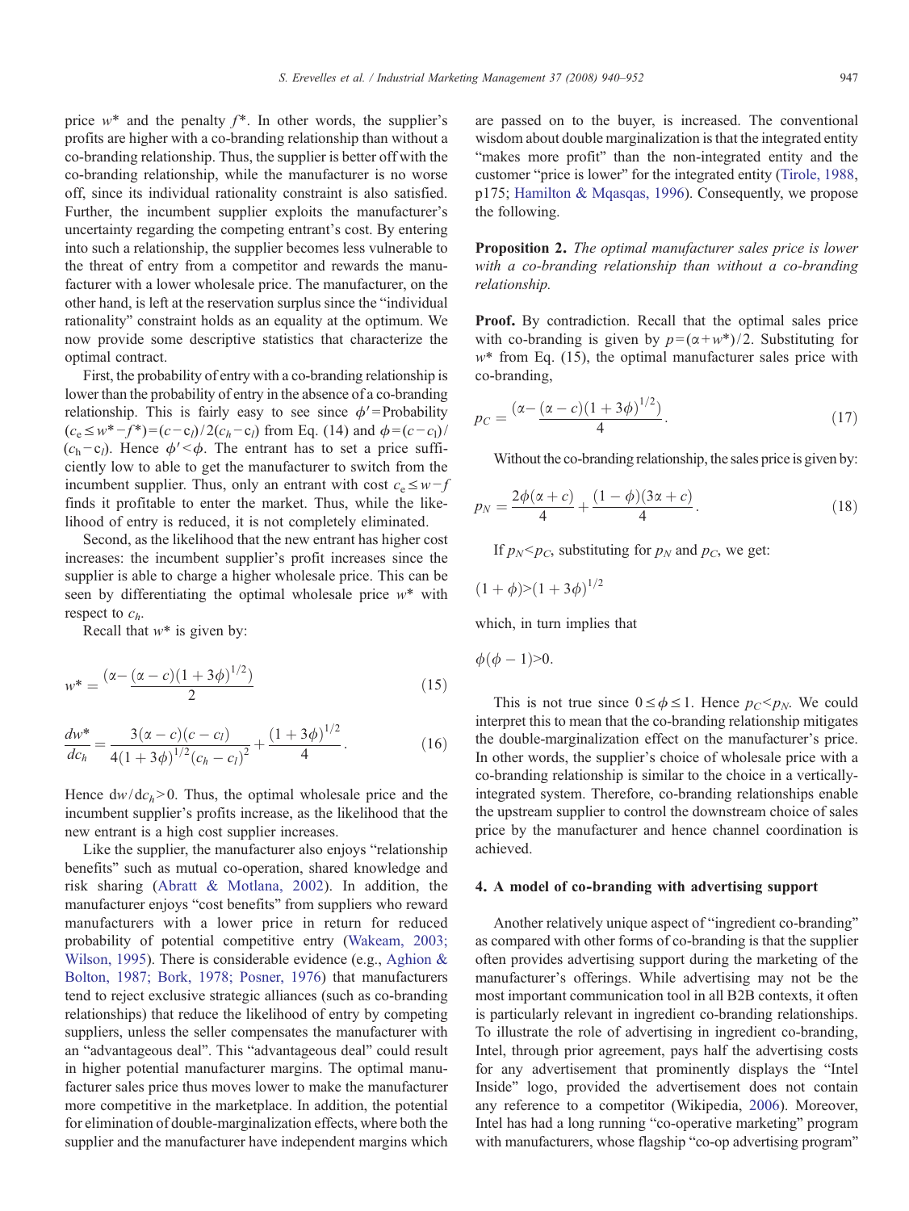price $w^*$ and the penalty $f^*$. In other words, the supplier's profits are higher with a co-branding relationship than without a co-branding relationship. Thus, the supplier is better off with the co-branding relationship, while the manufacturer is no worse off, since its individual rationality constraint is also satisfied. Further, the incumbent supplier exploits the manufacturer's uncertainty regarding the competing entrant's cost. By entering into such a relationship, the supplier becomes less vulnerable to the threat of entry from a competitor and rewards the manufacturer with a lower wholesale price. The manufacturer, on the other hand, is left at the reservation surplus since the "individual rationality" constraint holds as an equality at the optimum. We now provide some descriptive statistics that characterize the optimal contract.

First, the probability of entry with a co-branding relationship is lower than the probability of entry in the absence of a co-branding relationship. This is fairly easy to see since $\phi'$=Probability $(c_e \leq w^* - f^*) = (c - c_l)/2(c_h - c_l)$ from Eq. (14) and $\phi = (c - c_l)/(c_h - c_l)$. Hence $\phi' < \phi$. The entrant has to set a price sufficiently low to able to get the manufacturer to switch from the incumbent supplier. Thus, only an entrant with cost $c_e \leq w - f$ finds it profitable to enter the market. Thus, while the likelihood of entry is reduced, it is not completely eliminated.

Second, as the likelihood that the new entrant has higher cost increases: the incumbent supplier's profit increases since the supplier is able to charge a higher wholesale price. This can be seen by differentiating the optimal wholesale price $w^*$ with respect to $c_h$.

Recall that $w^*$ is given by:

$$w^* = \frac{(\alpha - (\alpha - c)(1 + 3\phi)^{1/2})}{2} \tag{15}$$

$$\frac{dw^*}{dc_h} = \frac{3(\alpha - c)(c - c_l)}{4(1 + 3\phi)^{1/2}(c_h - c_l)^2} + \frac{(1 + 3\phi)^{1/2}}{4}. \tag{16}$$

Hence $dw/dc_h > 0$. Thus, the optimal wholesale price and the incumbent supplier's profits increase, as the likelihood that the new entrant is a high cost supplier increases.

Like the supplier, the manufacturer also enjoys "relationship benefits" such as mutual co-operation, shared knowledge and risk sharing (Abratt & Motlana, 2002). In addition, the manufacturer enjoys "cost benefits" from suppliers who reward manufacturers with a lower price in return for reduced probability of potential competitive entry (Wakeam, 2003; Wilson, 1995). There is considerable evidence (e.g., Aghion & Bolton, 1987; Bork, 1978; Posner, 1976) that manufacturers tend to reject exclusive strategic alliances (such as co-branding relationships) that reduce the likelihood of entry by competing suppliers, unless the seller compensates the manufacturer with an "advantageous deal". This "advantageous deal" could result in higher potential manufacturer margins. The optimal manufacturer sales price thus moves lower to make the manufacturer more competitive in the marketplace. In addition, the potential for elimination of double-marginalization effects, where both the supplier and the manufacturer have independent margins which are passed on to the buyer, is increased. The conventional wisdom about double marginalization is that the integrated entity "makes more profit" than the non-integrated entity and the customer "price is lower" for the integrated entity (Tirole, 1988, p175; Hamilton & Mqasqas, 1996). Consequently, we propose the following.

**Proposition 2.** *The optimal manufacturer sales price is lower with a co-branding relationship than without a co-branding relationship.*

**Proof.** By contradiction. Recall that the optimal sales price with co-branding is given by $p = (\alpha + w^*)/2$. Substituting for $w^*$ from Eq. (15), the optimal manufacturer sales price with co-branding,

$$p_C = \frac{(\alpha - (\alpha - c)(1 + 3\phi)^{1/2})}{4}. \tag{17}$$

Without the co-branding relationship, the sales price is given by:

$$p_N = \frac{2\phi(\alpha + c)}{4} + \frac{(1 - \phi)(3\alpha + c)}{4}. \tag{18}$$

If $p_N < p_C$, substituting for $p_N$ and $p_C$, we get:

$$(1 + \phi) > (1 + 3\phi)^{1/2}$$

which, in turn implies that

$$\phi(\phi - 1) > 0.$$

This is not true since $0 \leq \phi \leq 1$. Hence $p_C < p_N$. We could interpret this to mean that the co-branding relationship mitigates the double-marginalization effect on the manufacturer's price. In other words, the supplier's choice of wholesale price with a co-branding relationship is similar to the choice in a vertically-integrated system. Therefore, co-branding relationships enable the upstream supplier to control the downstream choice of sales price by the manufacturer and hence channel coordination is achieved.

## 4. A model of co-branding with advertising support

Another relatively unique aspect of "ingredient co-branding" as compared with other forms of co-branding is that the supplier often provides advertising support during the marketing of the manufacturer's offerings. While advertising may not be the most important communication tool in all B2B contexts, it often is particularly relevant in ingredient co-branding relationships. To illustrate the role of advertising in ingredient co-branding, Intel, through prior agreement, pays half the advertising costs for any advertisement that prominently displays the "Intel Inside" logo, provided the advertisement does not contain any reference to a competitor (Wikipedia, 2006). Moreover, Intel has had a long running "co-operative marketing" program with manufacturers, whose flagship "co-op advertising program"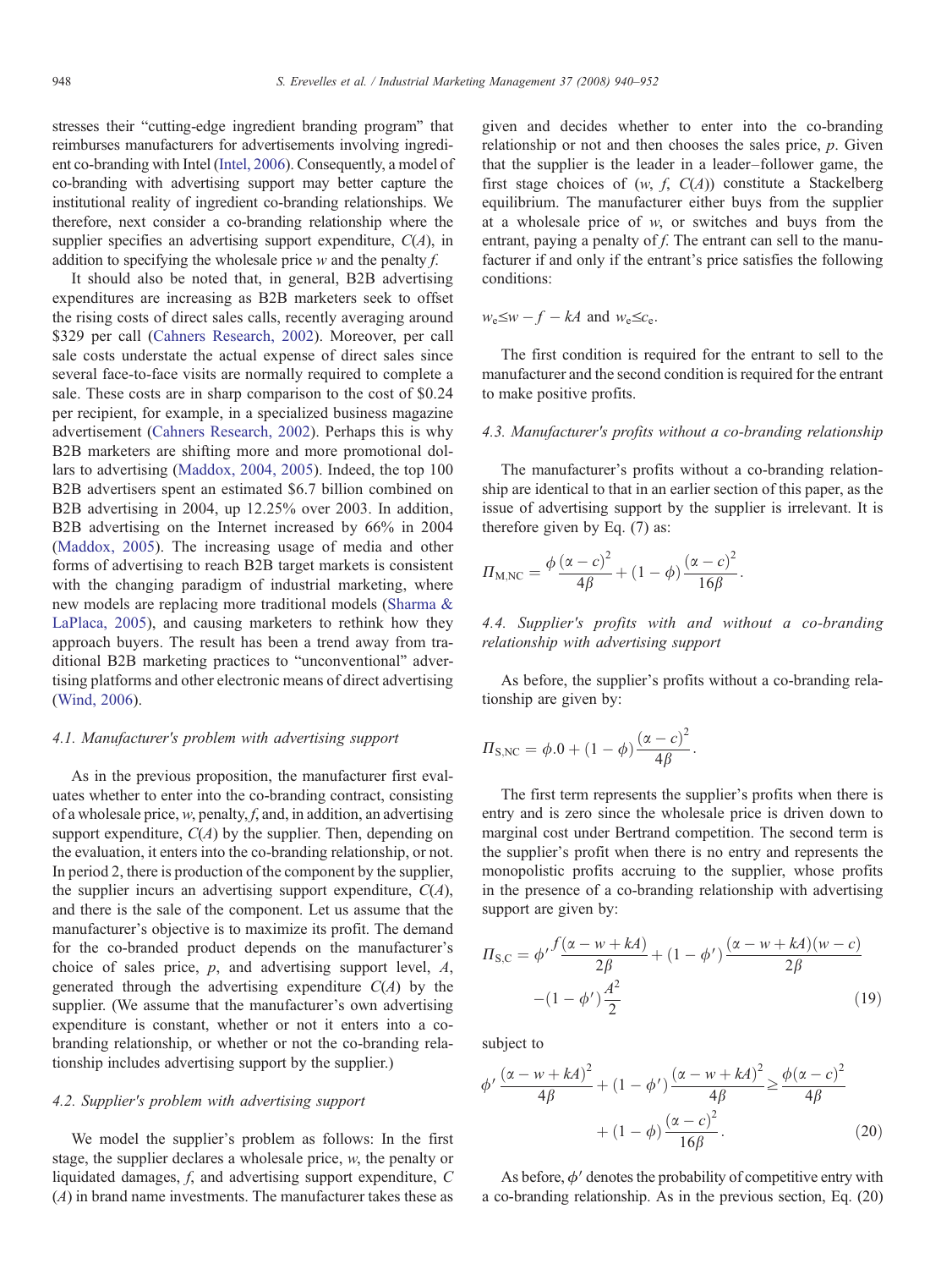stresses their "cutting-edge ingredient branding program" that reimburses manufacturers for advertisements involving ingredient co-branding with Intel (Intel, 2006). Consequently, a model of co-branding with advertising support may better capture the institutional reality of ingredient co-branding relationships. We therefore, next consider a co-branding relationship where the supplier specifies an advertising support expenditure, $C(A)$, in addition to specifying the wholesale price $w$ and the penalty $f$.

It should also be noted that, in general, B2B advertising expenditures are increasing as B2B marketers seek to offset the rising costs of direct sales calls, recently averaging around \$329 per call (Cahners Research, 2002). Moreover, per call sale costs understate the actual expense of direct sales since several face-to-face visits are normally required to complete a sale. These costs are in sharp comparison to the cost of \$0.24 per recipient, for example, in a specialized business magazine advertisement (Cahners Research, 2002). Perhaps this is why B2B marketers are shifting more and more promotional dollars to advertising (Maddox, 2004, 2005). Indeed, the top 100 B2B advertisers spent an estimated \$6.7 billion combined on B2B advertising in 2004, up 12.25% over 2003. In addition, B2B advertising on the Internet increased by 66% in 2004 (Maddox, 2005). The increasing usage of media and other forms of advertising to reach B2B target markets is consistent with the changing paradigm of industrial marketing, where new models are replacing more traditional models (Sharma & LaPlaca, 2005), and causing marketers to rethink how they approach buyers. The result has been a trend away from traditional B2B marketing practices to "unconventional" advertising platforms and other electronic means of direct advertising (Wind, 2006).

### 4.1. Manufacturer's problem with advertising support

As in the previous proposition, the manufacturer first evaluates whether to enter into the co-branding contract, consisting of a wholesale price, $w$, penalty, $f$, and, in addition, an advertising support expenditure, $C(A)$ by the supplier. Then, depending on the evaluation, it enters into the co-branding relationship, or not. In period 2, there is production of the component by the supplier, the supplier incurs an advertising support expenditure, $C(A)$, and there is the sale of the component. Let us assume that the manufacturer's objective is to maximize its profit. The demand for the co-branded product depends on the manufacturer's choice of sales price, $p$, and advertising support level, $A$, generated through the advertising expenditure $C(A)$ by the supplier. (We assume that the manufacturer's own advertising expenditure is constant, whether or not it enters into a co-branding relationship, or whether or not the co-branding relationship includes advertising support by the supplier.)

### 4.2. Supplier's problem with advertising support

We model the supplier's problem as follows: In the first stage, the supplier declares a wholesale price, $w$, the penalty or liquidated damages, $f$, and advertising support expenditure, $C(A)$ in brand name investments. The manufacturer takes these as given and decides whether to enter into the co-branding relationship or not and then chooses the sales price, $p$. Given that the supplier is the leader in a leader–follower game, the first stage choices of $(w, f, C(A))$ constitute a Stackelberg equilibrium. The manufacturer either buys from the supplier at a wholesale price of $w$, or switches and buys from the entrant, paying a penalty of $f$. The entrant can sell to the manufacturer if and only if the entrant's price satisfies the following conditions:

$$w_e \leq w - f - kA \text{ and } w_e \leq c_e.$$

The first condition is required for the entrant to sell to the manufacturer and the second condition is required for the entrant to make positive profits.

### 4.3. Manufacturer's profits without a co-branding relationship

The manufacturer's profits without a co-branding relationship are identical to that in an earlier section of this paper, as the issue of advertising support by the supplier is irrelevant. It is therefore given by Eq. (7) as:

$$\Pi_{\mathrm{M,NC}} = \phi\frac{(\alpha - c)^2}{4\beta} + (1-\phi)\frac{(\alpha - c)^2}{16\beta}.$$

### 4.4. Supplier's profits with and without a co-branding relationship with advertising support

As before, the supplier's profits without a co-branding relationship are given by:

$$\Pi_{\mathrm{S,NC}} = \phi.0 + (1-\phi)\frac{(\alpha - c)^2}{4\beta}.$$

The first term represents the supplier's profits when there is entry and is zero since the wholesale price is driven down to marginal cost under Bertrand competition. The second term is the supplier's profit when there is no entry and represents the monopolistic profits accruing to the supplier, whose profits in the presence of a co-branding relationship with advertising support are given by:

$$\Pi_{\mathrm{S,C}} = \phi'\frac{f(\alpha - w + kA)}{2\beta} + (1-\phi')\frac{(\alpha - w + kA)(w-c)}{2\beta} - (1-\phi')\frac{A^2}{2} \tag{19}$$

subject to

$$\phi'\frac{(\alpha - w + kA)^2}{4\beta} + (1-\phi')\frac{(\alpha - w + kA)^2}{4\beta} \geq \frac{\phi(\alpha - c)^2}{4\beta} + (1-\phi)\frac{(\alpha - c)^2}{16\beta}. \tag{20}$$

As before, $\phi'$ denotes the probability of competitive entry with a co-branding relationship. As in the previous section, Eq. (20)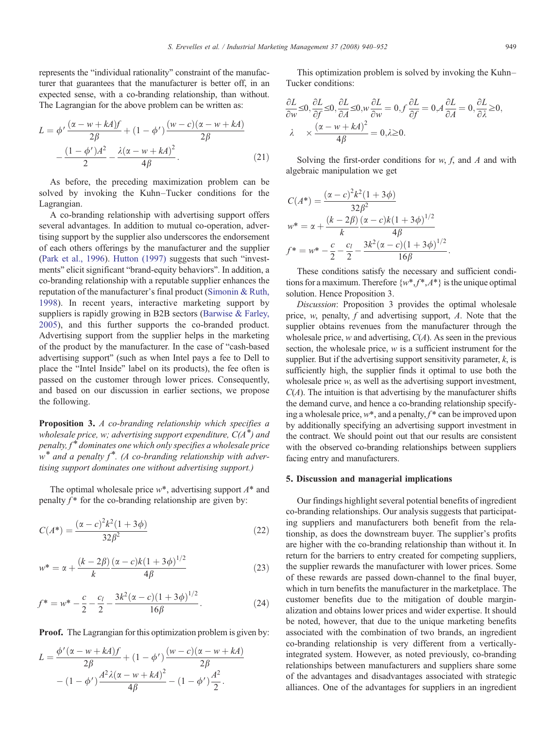represents the "individual rationality" constraint of the manufacturer that guarantees that the manufacturer is better off, in an expected sense, with a co-branding relationship, than without. The Lagrangian for the above problem can be written as:

$$L = \phi' \frac{(\alpha - w + kA)f}{2\beta} + (1 - \phi') \frac{(w - c)(\alpha - w + kA)}{2\beta} - \frac{(1 - \phi')A^2}{2} - \frac{\lambda(\alpha - w + kA)^2}{4\beta}. \tag{21}$$

As before, the preceding maximization problem can be solved by invoking the Kuhn–Tucker conditions for the Lagrangian.

A co-branding relationship with advertising support offers several advantages. In addition to mutual co-operation, advertising support by the supplier also underscores the endorsement of each others offerings by the manufacturer and the supplier (Park et al., 1996). Hutton (1997) suggests that such "investments" elicit significant "brand-equity behaviors". In addition, a co-branding relationship with a reputable supplier enhances the reputation of the manufacturer's final product (Simonin & Ruth, 1998). In recent years, interactive marketing support by suppliers is rapidly growing in B2B sectors (Barwise & Farley, 2005), and this further supports the co-branded product. Advertising support from the supplier helps in the marketing of the product by the manufacturer. In the case of "cash-based advertising support" (such as when Intel pays a fee to Dell to place the "Intel Inside" label on its products), the fee often is passed on the customer through lower prices. Consequently, and based on our discussion in earlier sections, we propose the following.

**Proposition 3.** *A co-branding relationship which specifies a wholesale price, w; advertising support expenditure, $C(A^*)$ and penalty, $f^*$ dominates one which only specifies a wholesale price $w^*$ and a penalty $f^*$. (A co-branding relationship with advertising support dominates one without advertising support.)*

The optimal wholesale price $w^*$, advertising support $A^*$ and penalty $f^*$ for the co-branding relationship are given by:

$$C(A^*) = \frac{(\alpha - c)^2 k^2 (1 + 3\phi)}{32\beta^2} \tag{22}$$

$$w^* = \alpha + \frac{(k - 2\beta)}{k} \frac{(\alpha - c)k(1 + 3\phi)^{1/2}}{4\beta} \tag{23}$$

$$f^* = w^* - \frac{c}{2} - \frac{c_l}{2} - \frac{3k^2(\alpha - c)(1 + 3\phi)^{1/2}}{16\beta}. \tag{24}$$

**Proof.** The Lagrangian for this optimization problem is given by:

$$L = \frac{\phi'(\alpha - w + kA)f}{2\beta} + (1 - \phi') \frac{(w - c)(\alpha - w + kA)}{2\beta} - (1 - \phi') \frac{A^2 \lambda(\alpha - w + kA)^2}{4\beta} - (1 - \phi') \frac{A^2}{2}.$$

This optimization problem is solved by invoking the Kuhn–Tucker conditions:

$$\frac{\partial L}{\partial w} \leq 0, \frac{\partial L}{\partial f} \leq 0, \frac{\partial L}{\partial A} \leq 0, w\frac{\partial L}{\partial w} = 0, f\frac{\partial L}{\partial f} = 0, A\frac{\partial L}{\partial A} = 0, \frac{\partial L}{\partial \lambda} \geq 0,$$
$$\lambda \quad \times \frac{(\alpha - w + kA)^2}{4\beta} = 0, \lambda \geq 0.$$

Solving the first-order conditions for $w$, $f$, and $A$ and with algebraic manipulation we get

$$C(A^*) = \frac{(\alpha - c)^2 k^2 (1 + 3\phi)}{32\beta^2}$$
$$w^* = \alpha + \frac{(k - 2\beta)}{k} \frac{(\alpha - c)k(1 + 3\phi)^{1/2}}{4\beta}$$
$$f^* = w^* - \frac{c}{2} - \frac{c_l}{2} - \frac{3k^2(\alpha - c)(1 + 3\phi)^{1/2}}{16\beta}.$$

These conditions satisfy the necessary and sufficient conditions for a maximum. Therefore $\{w^*, f^*, A^*\}$ is the unique optimal solution. Hence Proposition 3.

*Discussion*: Proposition 3 provides the optimal wholesale price, $w$, penalty, $f$ and advertising support, $A$. Note that the supplier obtains revenues from the manufacturer through the wholesale price, $w$ and advertising, $C(A)$. As seen in the previous section, the wholesale price, $w$ is a sufficient instrument for the supplier. But if the advertising support sensitivity parameter, $k$, is sufficiently high, the supplier finds it optimal to use both the wholesale price $w$, as well as the advertising support investment, $C(A)$. The intuition is that advertising by the manufacturer shifts the demand curve, and hence a co-branding relationship specifying a wholesale price, $w^*$, and a penalty, $f^*$ can be improved upon by additionally specifying an advertising support investment in the contract. We should point out that our results are consistent with the observed co-branding relationships between suppliers facing entry and manufacturers.

## 5. Discussion and managerial implications

Our findings highlight several potential benefits of ingredient co-branding relationships. Our analysis suggests that participating suppliers and manufacturers both benefit from the relationship, as does the downstream buyer. The supplier's profits are higher with the co-branding relationship than without it. In return for the barriers to entry created for competing suppliers, the supplier rewards the manufacturer with lower prices. Some of these rewards are passed down-channel to the final buyer, which in turn benefits the manufacturer in the marketplace. The customer benefits due to the mitigation of double marginalization and obtains lower prices and wider expertise. It should be noted, however, that due to the unique marketing benefits associated with the combination of two brands, an ingredient co-branding relationship is very different from a vertically-integrated system. However, as noted previously, co-branding relationships between manufacturers and suppliers share some of the advantages and disadvantages associated with strategic alliances. One of the advantages for suppliers in an ingredient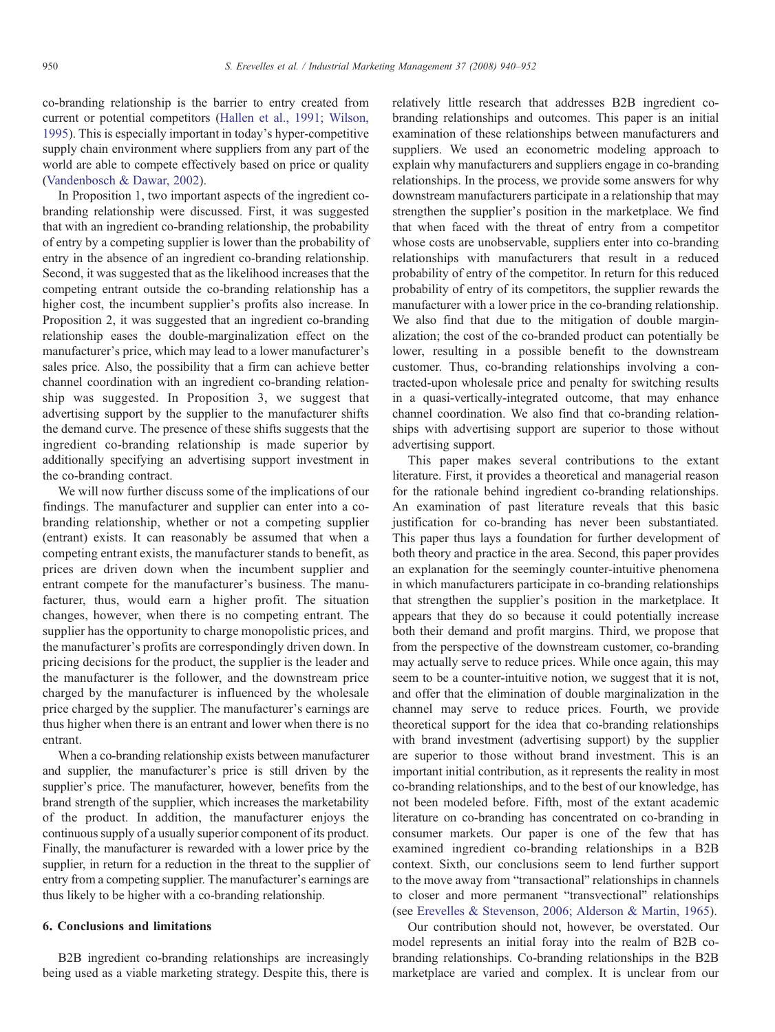co-branding relationship is the barrier to entry created from current or potential competitors (Hallen et al., 1991; Wilson, 1995). This is especially important in today's hyper-competitive supply chain environment where suppliers from any part of the world are able to compete effectively based on price or quality (Vandenbosch & Dawar, 2002).

In Proposition 1, two important aspects of the ingredient co-branding relationship were discussed. First, it was suggested that with an ingredient co-branding relationship, the probability of entry by a competing supplier is lower than the probability of entry in the absence of an ingredient co-branding relationship. Second, it was suggested that as the likelihood increases that the competing entrant outside the co-branding relationship has a higher cost, the incumbent supplier's profits also increase. In Proposition 2, it was suggested that an ingredient co-branding relationship eases the double-marginalization effect on the manufacturer's price, which may lead to a lower manufacturer's sales price. Also, the possibility that a firm can achieve better channel coordination with an ingredient co-branding relationship was suggested. In Proposition 3, we suggest that advertising support by the supplier to the manufacturer shifts the demand curve. The presence of these shifts suggests that the ingredient co-branding relationship is made superior by additionally specifying an advertising support investment in the co-branding contract.

We will now further discuss some of the implications of our findings. The manufacturer and supplier can enter into a co-branding relationship, whether or not a competing supplier (entrant) exists. It can reasonably be assumed that when a competing entrant exists, the manufacturer stands to benefit, as prices are driven down when the incumbent supplier and entrant compete for the manufacturer's business. The manufacturer, thus, would earn a higher profit. The situation changes, however, when there is no competing entrant. The supplier has the opportunity to charge monopolistic prices, and the manufacturer's profits are correspondingly driven down. In pricing decisions for the product, the supplier is the leader and the manufacturer is the follower, and the downstream price charged by the manufacturer is influenced by the wholesale price charged by the supplier. The manufacturer's earnings are thus higher when there is an entrant and lower when there is no entrant.

When a co-branding relationship exists between manufacturer and supplier, the manufacturer's price is still driven by the supplier's price. The manufacturer, however, benefits from the brand strength of the supplier, which increases the marketability of the product. In addition, the manufacturer enjoys the continuous supply of a usually superior component of its product. Finally, the manufacturer is rewarded with a lower price by the supplier, in return for a reduction in the threat to the supplier of entry from a competing supplier. The manufacturer's earnings are thus likely to be higher with a co-branding relationship.

## 6. Conclusions and limitations

B2B ingredient co-branding relationships are increasingly being used as a viable marketing strategy. Despite this, there is relatively little research that addresses B2B ingredient co-branding relationships and outcomes. This paper is an initial examination of these relationships between manufacturers and suppliers. We used an econometric modeling approach to explain why manufacturers and suppliers engage in co-branding relationships. In the process, we provide some answers for why downstream manufacturers participate in a relationship that may strengthen the supplier's position in the marketplace. We find that when faced with the threat of entry from a competitor whose costs are unobservable, suppliers enter into co-branding relationships with manufacturers that result in a reduced probability of entry of the competitor. In return for this reduced probability of entry of its competitors, the supplier rewards the manufacturer with a lower price in the co-branding relationship. We also find that due to the mitigation of double marginalization; the cost of the co-branded product can potentially be lower, resulting in a possible benefit to the downstream customer. Thus, co-branding relationships involving a contracted-upon wholesale price and penalty for switching results in a quasi-vertically-integrated outcome, that may enhance channel coordination. We also find that co-branding relationships with advertising support are superior to those without advertising support.

This paper makes several contributions to the extant literature. First, it provides a theoretical and managerial reason for the rationale behind ingredient co-branding relationships. An examination of past literature reveals that this basic justification for co-branding has never been substantiated. This paper thus lays a foundation for further development of both theory and practice in the area. Second, this paper provides an explanation for the seemingly counter-intuitive phenomena in which manufacturers participate in co-branding relationships that strengthen the supplier's position in the marketplace. It appears that they do so because it could potentially increase both their demand and profit margins. Third, we propose that from the perspective of the downstream customer, co-branding may actually serve to reduce prices. While once again, this may seem to be a counter-intuitive notion, we suggest that it is not, and offer that the elimination of double marginalization in the channel may serve to reduce prices. Fourth, we provide theoretical support for the idea that co-branding relationships with brand investment (advertising support) by the supplier are superior to those without brand investment. This is an important initial contribution, as it represents the reality in most co-branding relationships, and to the best of our knowledge, has not been modeled before. Fifth, most of the extant academic literature on co-branding has concentrated on co-branding in consumer markets. Our paper is one of the few that has examined ingredient co-branding relationships in a B2B context. Sixth, our conclusions seem to lend further support to the move away from "transactional" relationships in channels to closer and more permanent "transvectional" relationships (see Erevelles & Stevenson, 2006; Alderson & Martin, 1965).

Our contribution should not, however, be overstated. Our model represents an initial foray into the realm of B2B co-branding relationships. Co-branding relationships in the B2B marketplace are varied and complex. It is unclear from our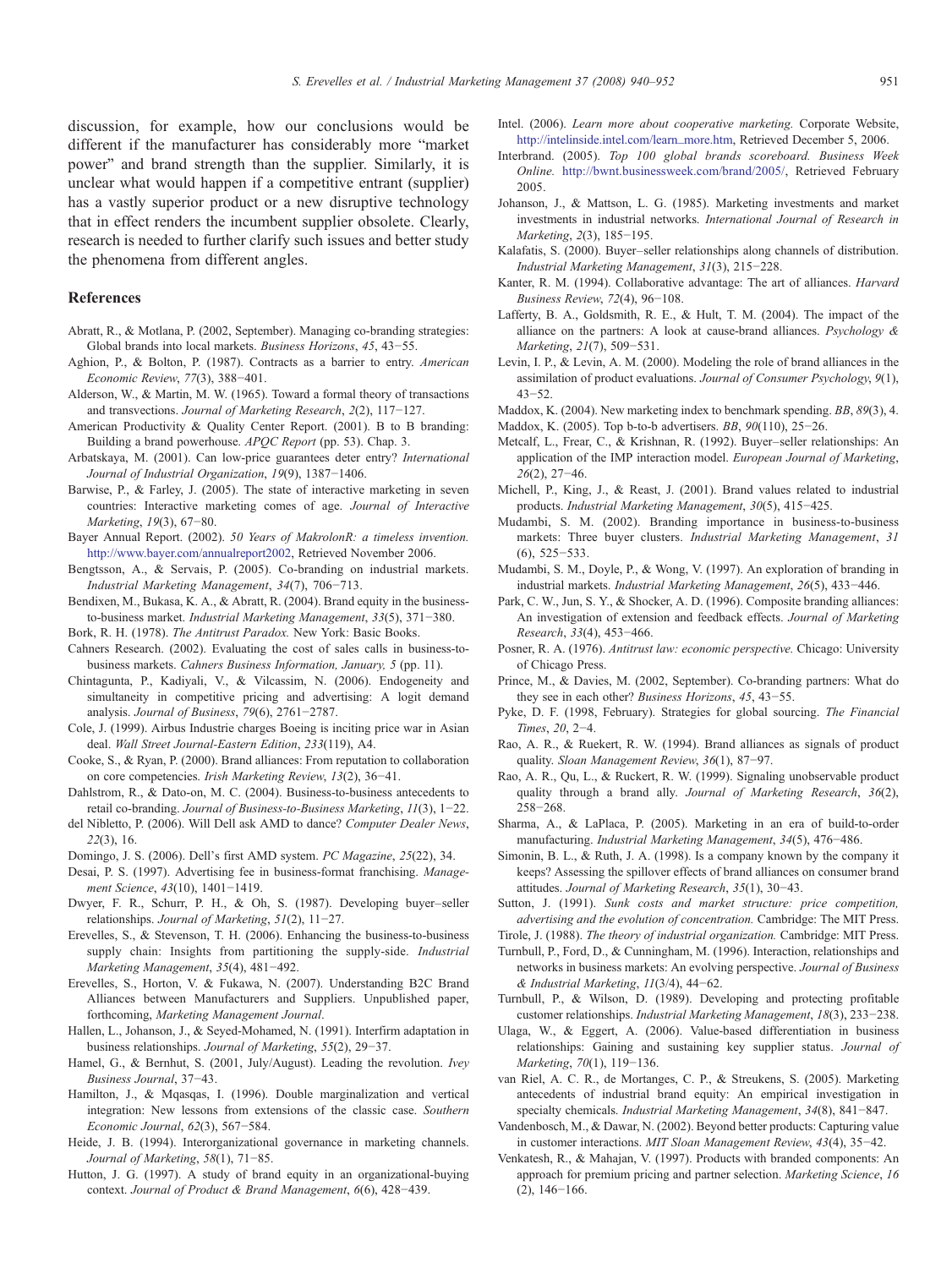discussion, for example, how our conclusions would be different if the manufacturer has considerably more "market power" and brand strength than the supplier. Similarly, it is unclear what would happen if a competitive entrant (supplier) has a vastly superior product or a new disruptive technology that in effect renders the incumbent supplier obsolete. Clearly, research is needed to further clarify such issues and better study the phenomena from different angles.

## References

Abratt, R., & Motlana, P. (2002, September). Managing co-branding strategies: Global brands into local markets. *Business Horizons*, *45*, 43−55.

Aghion, P., & Bolton, P. (1987). Contracts as a barrier to entry. *American Economic Review*, *77*(3), 388−401.

Alderson, W., & Martin, M. W. (1965). Toward a formal theory of transactions and transvections. *Journal of Marketing Research*, *2*(2), 117−127.

American Productivity & Quality Center Report. (2001). B to B branding: Building a brand powerhouse. *APQC Report* (pp. 53). Chap. 3.

Arbatskaya, M. (2001). Can low-price guarantees deter entry? *International Journal of Industrial Organization*, *19*(9), 1387−1406.

Barwise, P., & Farley, J. (2005). The state of interactive marketing in seven countries: Interactive marketing comes of age. *Journal of Interactive Marketing*, *19*(3), 67−80.

Bayer Annual Report. (2002). *50 Years of MakrolonR: a timeless invention.* http://www.bayer.com/annualreport2002, Retrieved November 2006.

Bengtsson, A., & Servais, P. (2005). Co-branding on industrial markets. *Industrial Marketing Management*, *34*(7), 706−713.

Bendixen, M., Bukasa, K. A., & Abratt, R. (2004). Brand equity in the business-to-business market. *Industrial Marketing Management*, *33*(5), 371−380.

Bork, R. H. (1978). *The Antitrust Paradox.* New York: Basic Books.

Cahners Research. (2002). Evaluating the cost of sales calls in business-to-business markets. *Cahners Business Information, January, 5* (pp. 11).

Chintagunta, P., Kadiyali, V., & Vilcassim, N. (2006). Endogeneity and simultaneity in competitive pricing and advertising: A logit demand analysis. *Journal of Business*, *79*(6), 2761−2787.

Cole, J. (1999). Airbus Industrie charges Boeing is inciting price war in Asian deal. *Wall Street Journal-Eastern Edition*, *233*(119), A4.

Cooke, S., & Ryan, P. (2000). Brand alliances: From reputation to collaboration on core competencies. *Irish Marketing Review*, *13*(2), 36−41.

Dahlstrom, R., & Dato-on, M. C. (2004). Business-to-business antecedents to retail co-branding. *Journal of Business-to-Business Marketing*, *11*(3), 1−22.

del Nibletto, P. (2006). Will Dell ask AMD to dance? *Computer Dealer News*, *22*(3), 16.

Domingo, J. S. (2006). Dell's first AMD system. *PC Magazine*, *25*(22), 34.

Desai, P. S. (1997). Advertising fee in business-format franchising. *Management Science*, *43*(10), 1401−1419.

Dwyer, F. R., Schurr, P. H., & Oh, S. (1987). Developing buyer–seller relationships. *Journal of Marketing*, *51*(2), 11−27.

Erevelles, S., & Stevenson, T. H. (2006). Enhancing the business-to-business supply chain: Insights from partitioning the supply-side. *Industrial Marketing Management*, *35*(4), 481−492.

Erevelles, S., Horton, V. & Fukawa, N. (2007). Understanding B2C Brand Alliances between Manufacturers and Suppliers. Unpublished paper, forthcoming, *Marketing Management Journal*.

Hallen, L., Johanson, J., & Seyed-Mohamed, N. (1991). Interfirm adaptation in business relationships. *Journal of Marketing*, *55*(2), 29−37.

Hamel, G., & Bernhut, S. (2001, July/August). Leading the revolution. *Ivey Business Journal*, 37−43.

Hamilton, J., & Mqasqas, I. (1996). Double marginalization and vertical integration: New lessons from extensions of the classic case. *Southern Economic Journal*, *62*(3), 567−584.

Heide, J. B. (1994). Interorganizational governance in marketing channels. *Journal of Marketing*, *58*(1), 71−85.

Hutton, J. G. (1997). A study of brand equity in an organizational-buying context. *Journal of Product & Brand Management*, *6*(6), 428−439.

Intel. (2006). *Learn more about cooperative marketing.* Corporate Website, http://intelinside.intel.com/learn_more.htm, Retrieved December 5, 2006.

Interbrand. (2005). *Top 100 global brands scoreboard. Business Week Online.* http://bwnt.businessweek.com/brand/2005/, Retrieved February 2005.

Johanson, J., & Mattson, L. G. (1985). Marketing investments and market investments in industrial networks. *International Journal of Research in Marketing*, *2*(3), 185−195.

Kalafatis, S. (2000). Buyer–seller relationships along channels of distribution. *Industrial Marketing Management*, *31*(3), 215−228.

Kanter, R. M. (1994). Collaborative advantage: The art of alliances. *Harvard Business Review*, *72*(4), 96−108.

Lafferty, B. A., Goldsmith, R. E., & Hult, T. M. (2004). The impact of the alliance on the partners: A look at cause-brand alliances. *Psychology & Marketing*, *21*(7), 509−531.

Levin, I. P., & Levin, A. M. (2000). Modeling the role of brand alliances in the assimilation of product evaluations. *Journal of Consumer Psychology*, *9*(1), 43−52.

Maddox, K. (2004). New marketing index to benchmark spending. *BB*, *89*(3), 4.

Maddox, K. (2005). Top b-to-b advertisers. *BB*, *90*(110), 25−26.

Metcalf, L., Frear, C., & Krishnan, R. (1992). Buyer–seller relationships: An application of the IMP interaction model. *European Journal of Marketing*, *26*(2), 27−46.

Michell, P., King, J., & Reast, J. (2001). Brand values related to industrial products. *Industrial Marketing Management*, *30*(5), 415−425.

Mudambi, S. M. (2002). Branding importance in business-to-business markets: Three buyer clusters. *Industrial Marketing Management*, *31*(6), 525−533.

Mudambi, S. M., Doyle, P., & Wong, V. (1997). An exploration of branding in industrial markets. *Industrial Marketing Management*, *26*(5), 433−446.

Park, C. W., Jun, S. Y., & Shocker, A. D. (1996). Composite branding alliances: An investigation of extension and feedback effects. *Journal of Marketing Research*, *33*(4), 453−466.

Posner, R. A. (1976). *Antitrust law: economic perspective.* Chicago: University of Chicago Press.

Prince, M., & Davies, M. (2002, September). Co-branding partners: What do they see in each other? *Business Horizons*, *45*, 43−55.

Pyke, D. F. (1998, February). Strategies for global sourcing. *The Financial Times*, *20*, 2−4.

Rao, A. R., & Ruekert, R. W. (1994). Brand alliances as signals of product quality. *Sloan Management Review*, *36*(1), 87−97.

Rao, A. R., Qu, L., & Ruckert, R. W. (1999). Signaling unobservable product quality through a brand ally. *Journal of Marketing Research*, *36*(2), 258−268.

Sharma, A., & LaPlaca, P. (2005). Marketing in an era of build-to-order manufacturing. *Industrial Marketing Management*, *34*(5), 476−486.

Simonin, B. L., & Ruth, J. A. (1998). Is a company known by the company it keeps? Assessing the spillover effects of brand alliances on consumer brand attitudes. *Journal of Marketing Research*, *35*(1), 30−43.

Sutton, J. (1991). *Sunk costs and market structure: price competition, advertising and the evolution of concentration.* Cambridge: The MIT Press.

Tirole, J. (1988). *The theory of industrial organization.* Cambridge: MIT Press.

Turnbull, P., Ford, D., & Cunningham, M. (1996). Interaction, relationships and networks in business markets: An evolving perspective. *Journal of Business & Industrial Marketing*, *11*(3/4), 44−62.

Turnbull, P., & Wilson, D. (1989). Developing and protecting profitable customer relationships. *Industrial Marketing Management*, *18*(3), 233−238.

Ulaga, W., & Eggert, A. (2006). Value-based differentiation in business relationships: Gaining and sustaining key supplier status. *Journal of Marketing*, *70*(1), 119−136.

van Riel, A. C. R., de Mortanges, C. P., & Streukens, S. (2005). Marketing antecedents of industrial brand equity: An empirical investigation in specialty chemicals. *Industrial Marketing Management*, *34*(8), 841−847.

Vandenbosch, M., & Dawar, N. (2002). Beyond better products: Capturing value in customer interactions. *MIT Sloan Management Review*, *43*(4), 35−42.

Venkatesh, R., & Mahajan, V. (1997). Products with branded components: An approach for premium pricing and partner selection. *Marketing Science*, *16*(2), 146−166.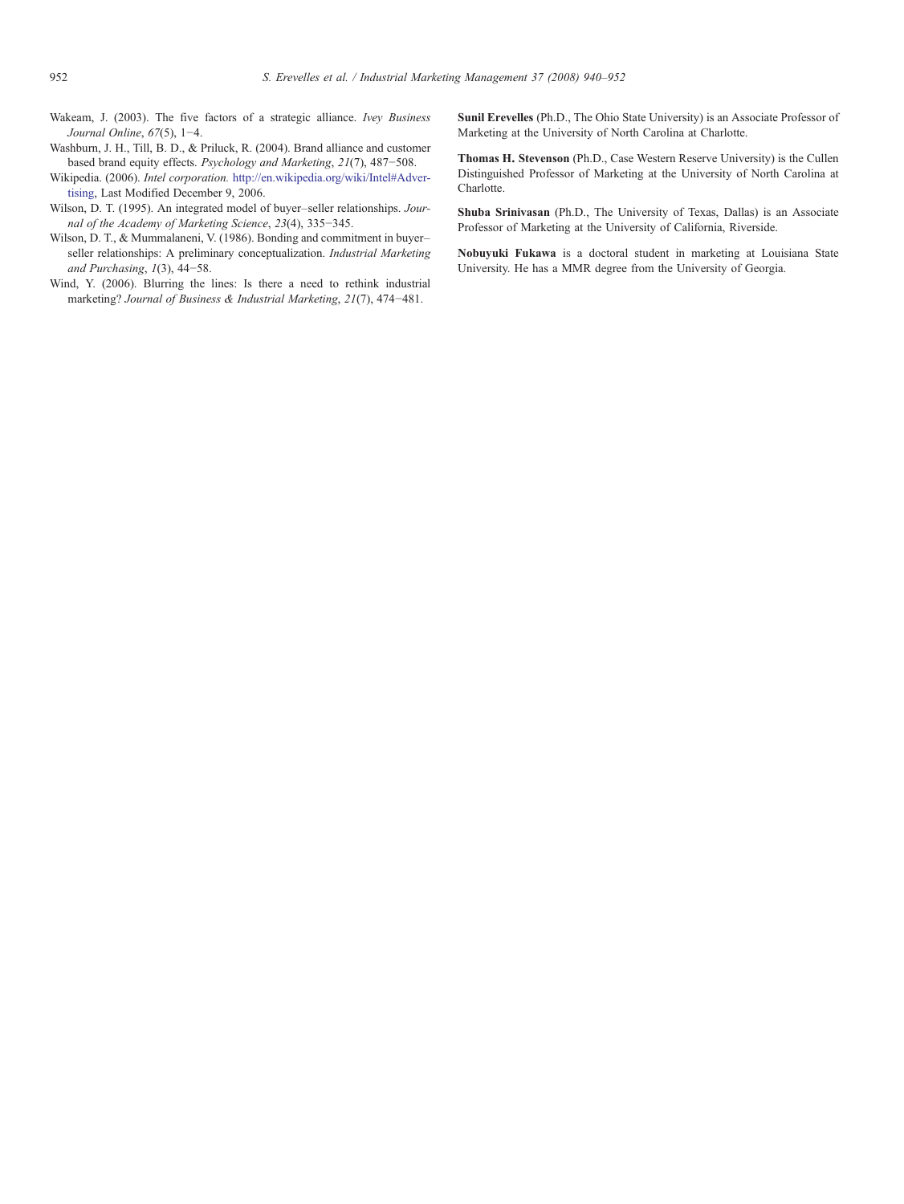Wakeam, J. (2003). The five factors of a strategic alliance. *Ivey Business Journal Online*, *67*(5), 1−4.

Washburn, J. H., Till, B. D., & Priluck, R. (2004). Brand alliance and customer based brand equity effects. *Psychology and Marketing*, *21*(7), 487−508.

Wikipedia. (2006). *Intel corporation.* http://en.wikipedia.org/wiki/Intel#Advertising, Last Modified December 9, 2006.

Wilson, D. T. (1995). An integrated model of buyer–seller relationships. *Journal of the Academy of Marketing Science*, *23*(4), 335−345.

Wilson, D. T., & Mummalaneni, V. (1986). Bonding and commitment in buyer–seller relationships: A preliminary conceptualization. *Industrial Marketing and Purchasing*, *1*(3), 44−58.

Wind, Y. (2006). Blurring the lines: Is there a need to rethink industrial marketing? *Journal of Business & Industrial Marketing*, *21*(7), 474−481.

**Sunil Erevelles** (Ph.D., The Ohio State University) is an Associate Professor of Marketing at the University of North Carolina at Charlotte.

**Thomas H. Stevenson** (Ph.D., Case Western Reserve University) is the Cullen Distinguished Professor of Marketing at the University of North Carolina at Charlotte.

**Shuba Srinivasan** (Ph.D., The University of Texas, Dallas) is an Associate Professor of Marketing at the University of California, Riverside.

**Nobuyuki Fukawa** is a doctoral student in marketing at Louisiana State University. He has a MMR degree from the University of Georgia.